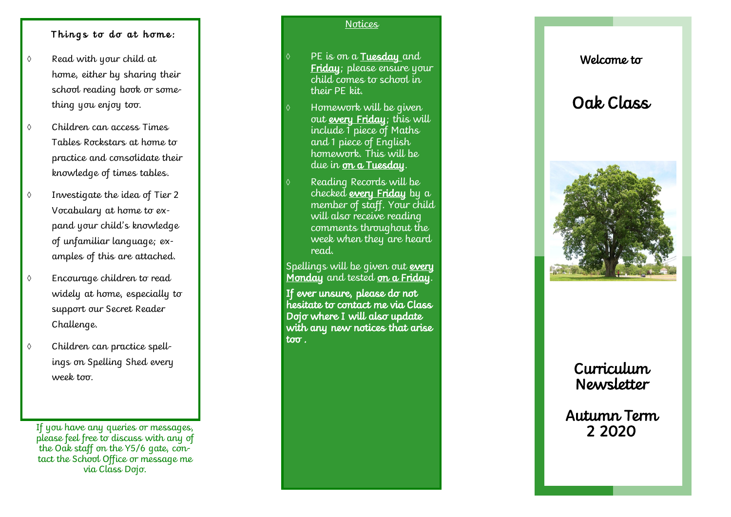## Things to do at home:

- Read with your child at home, either by sharing their school reading book or something you enjoy too.
- Children can access Times Tables Rockstars at home to practice and consolidate their knowledge of times tables.
- Investigate the idea of Tier 2 Vocabulary at home to expand your child's knowledge of unfamiliar language; examples of this are attached.
- Encourage children to read widely at home, especially to support our Secret Reader Challenge.
- Children can practice spellings on Spelling Shed every week too.

If you have any queries or messages, please feel free to discuss with any of the Oak staff on the Y5/6 gate, contact the School Office or message me via Class Dojo.

## Notices

- PE is on a **Tuesday** and **Friday**; please ensure your child comes to school in their PE kit.
- Homework will be given out **every Friday**; this will include 1 piece of Maths and 1 piece of English homework. This will be due in **on a Tuesday**.
- Reading Records will be checked **every Friday** by a member of staff. Your child will also receive reading comments throughout the week when they are heard read.

Spellings will be given out **every Monday** and tested **on a Friday**.

**If ever unsure, please do not hesitate to contact me via Class Dojo where I will also update with any new notices that arise too .**

Welcome to

# Oak Class

## Curriculum Newsletter

## Autumn Term 2 2020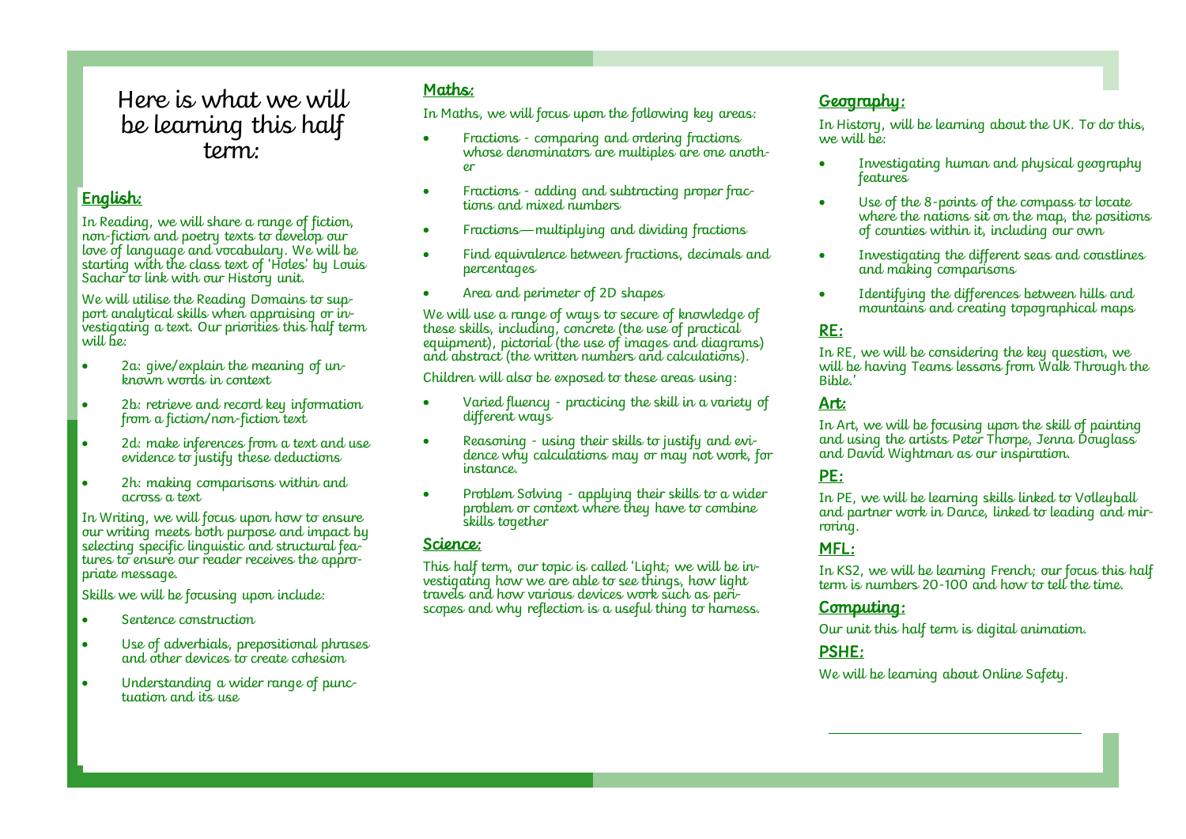# Here is what we will be learning this half term:

## English:

In Reading, we will share a range of fiction, non-fiction and poetry texts to develop our love of language and vocabulary. We will be starting with the class text of 'Holes' by Louis Sachar to link with our History unit.

We will utilise the Reading Domains to support analytical skills when appraising or investigating a text. Our priorities this half term will be:

- 2a: give/explain the meaning of unknown words in context
- 2b: retrieve and record key information from a fiction/non-fiction text
- 2d: make inferences from a text and use evidence to justify these deductions
- 2h: making comparisons within and across a text

In Writing, we will focus upon how to ensure our writing meets both purpose and impact by selecting specific linguistic and structural features to ensure our reader receives the appropriate message.

Skills we will be focusing upon include:

- Sentence construction
- Use of adverbials, prepositional phrases and other devices to create cohesion
- Understanding a wider range of punctuation and its use

## Maths:

In Maths, we will focus upon the following key areas:

- Fractions - comparing and ordering fractions whose denominators are multiples are one another
- Fractions - adding and subtracting proper fractions and mixed numbers
- Fractions—multiplying and dividing fractions
- Find equivalence between fractions, decimals and percentages
- Area and perimeter of 2D shapes

We will use a range of ways to secure of knowledge of these skills, including, concrete (the use of practical equipment), pictorial (the use of images and diagrams) and abstract (the written numbers and calculations).

Children will also be exposed to these areas using:

- Varied fluency - practicing the skill in a variety of different ways
- Reasoning - using their skills to justify and evidence why calculations may or may not work, for instance.
- Problem Solving - applying their skills to a wider problem or context where they have to combine skills together

## Science:

This half term, our topic is called 'Light; we will be investigating how we are able to see things, how light travels and how various devices work such as periscopes and why reflection is a useful thing to harness.

## Geography:

In History, will be learning about the UK. To do this, we will be:

- Investigating human and physical geography features
- Use of the 8-points of the compass to locate where the nations sit on the map, the positions of counties within it, including our own
- Investigating the different seas and coastlines and making comparisons
- Identifying the differences between hills and mountains and creating topographical maps

## RE:

In RE, we will be considering the key question, we will be having Teams lessons from Walk Through the Bible.'

## Art:

In Art, we will be focusing upon the skill of painting and using the artists Peter Thorpe, Jenna Douglass and David Wightman as our inspiration.

## PE:

In PE, we will be learning skills linked to Volleyball and partner work in Dance, linked to leading and mirroring.

## MFL:

In KS2, we will be learning French; our focus this half term is numbers 20-100 and how to tell the time.

## Computing:

Our unit this half term is digital animation.

## PSHE:

We will be learning about Online Safety.